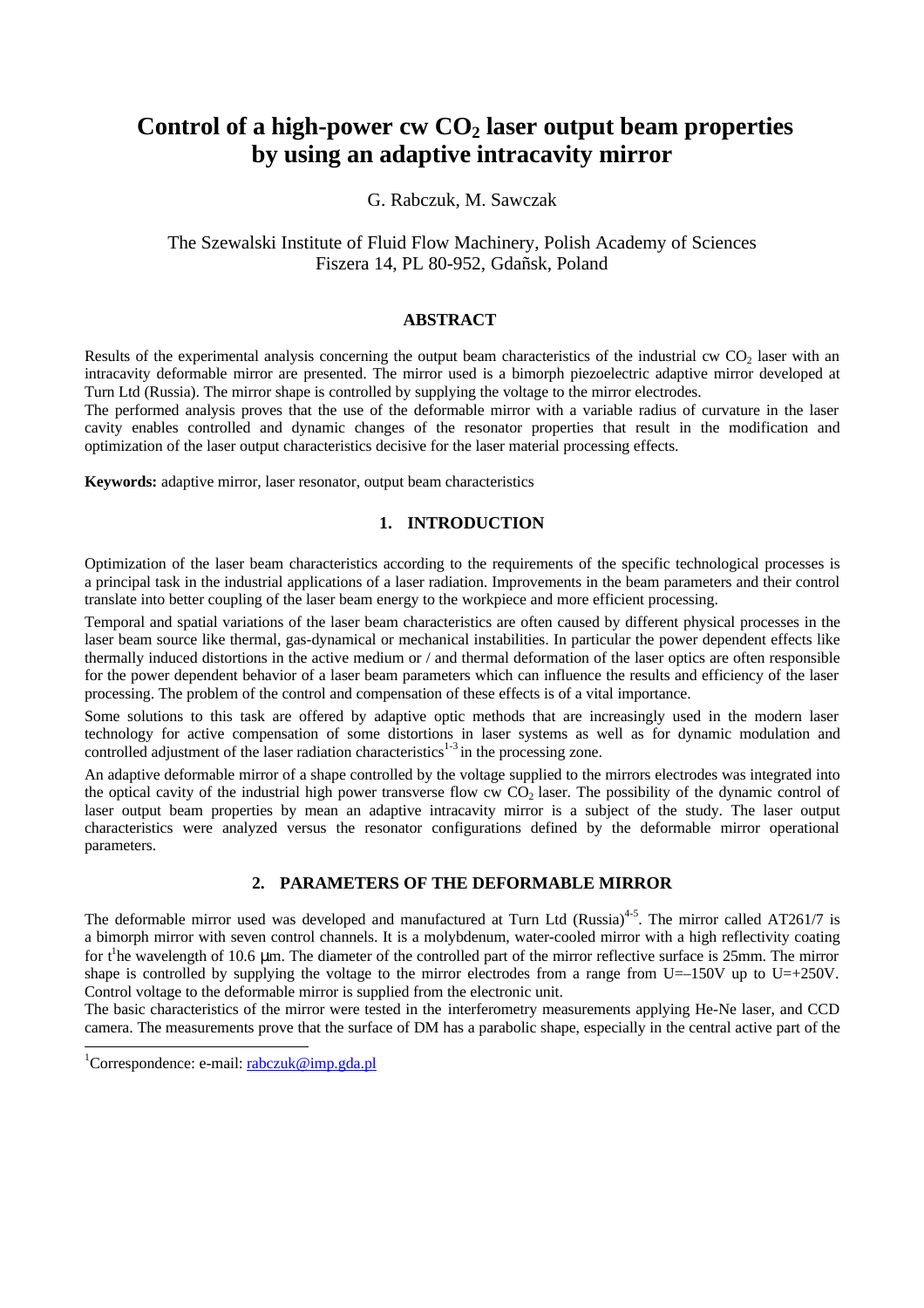# Control of a high-power cw $CO_2$ laser output beam properties by using an adaptive intracavity mirror

G. Rabczuk, M. Sawczak

The Szewalski Institute of Fluid Flow Machinery, Polish Academy of Sciences
Fiszera 14, PL 80-952, Gdañsk, Poland

## ABSTRACT

Results of the experimental analysis concerning the output beam characteristics of the industrial cw $CO_2$ laser with an intracavity deformable mirror are presented. The mirror used is a bimorph piezoelectric adaptive mirror developed at Turn Ltd (Russia). The mirror shape is controlled by supplying the voltage to the mirror electrodes.

The performed analysis proves that the use of the deformable mirror with a variable radius of curvature in the laser cavity enables controlled and dynamic changes of the resonator properties that result in the modification and optimization of the laser output characteristics decisive for the laser material processing effects.

**Keywords:** adaptive mirror, laser resonator, output beam characteristics

## 1. INTRODUCTION

Optimization of the laser beam characteristics according to the requirements of the specific technological processes is a principal task in the industrial applications of a laser radiation. Improvements in the beam parameters and their control translate into better coupling of the laser beam energy to the workpiece and more efficient processing.

Temporal and spatial variations of the laser beam characteristics are often caused by different physical processes in the laser beam source like thermal, gas-dynamical or mechanical instabilities. In particular the power dependent effects like thermally induced distortions in the active medium or / and thermal deformation of the laser optics are often responsible for the power dependent behavior of a laser beam parameters which can influence the results and efficiency of the laser processing. The problem of the control and compensation of these effects is of a vital importance.

Some solutions to this task are offered by adaptive optic methods that are increasingly used in the modern laser technology for active compensation of some distortions in laser systems as well as for dynamic modulation and controlled adjustment of the laser radiation characteristics[1-3] in the processing zone.

An adaptive deformable mirror of a shape controlled by the voltage supplied to the mirrors electrodes was integrated into the optical cavity of the industrial high power transverse flow cw $CO_2$ laser. The possibility of the dynamic control of laser output beam properties by mean an adaptive intracavity mirror is a subject of the study. The laser output characteristics were analyzed versus the resonator configurations defined by the deformable mirror operational parameters.

## 2. PARAMETERS OF THE DEFORMABLE MIRROR

The deformable mirror used was developed and manufactured at Turn Ltd (Russia)[4-5]. The mirror called AT261/7 is a bimorph mirror with seven control channels. It is a molybdenum, water-cooled mirror with a high reflectivity coating for t[1]he wavelength of 10.6 μm. The diameter of the controlled part of the mirror reflective surface is 25mm. The mirror shape is controlled by supplying the voltage to the mirror electrodes from a range from U=–150V up to U=+250V. Control voltage to the deformable mirror is supplied from the electronic unit.

The basic characteristics of the mirror were tested in the interferometry measurements applying He-Ne laser, and CCD camera. The measurements prove that the surface of DM has a parabolic shape, especially in the central active part of the

---

[1]Correspondence: e-mail: rabczuk@imp.gda.pl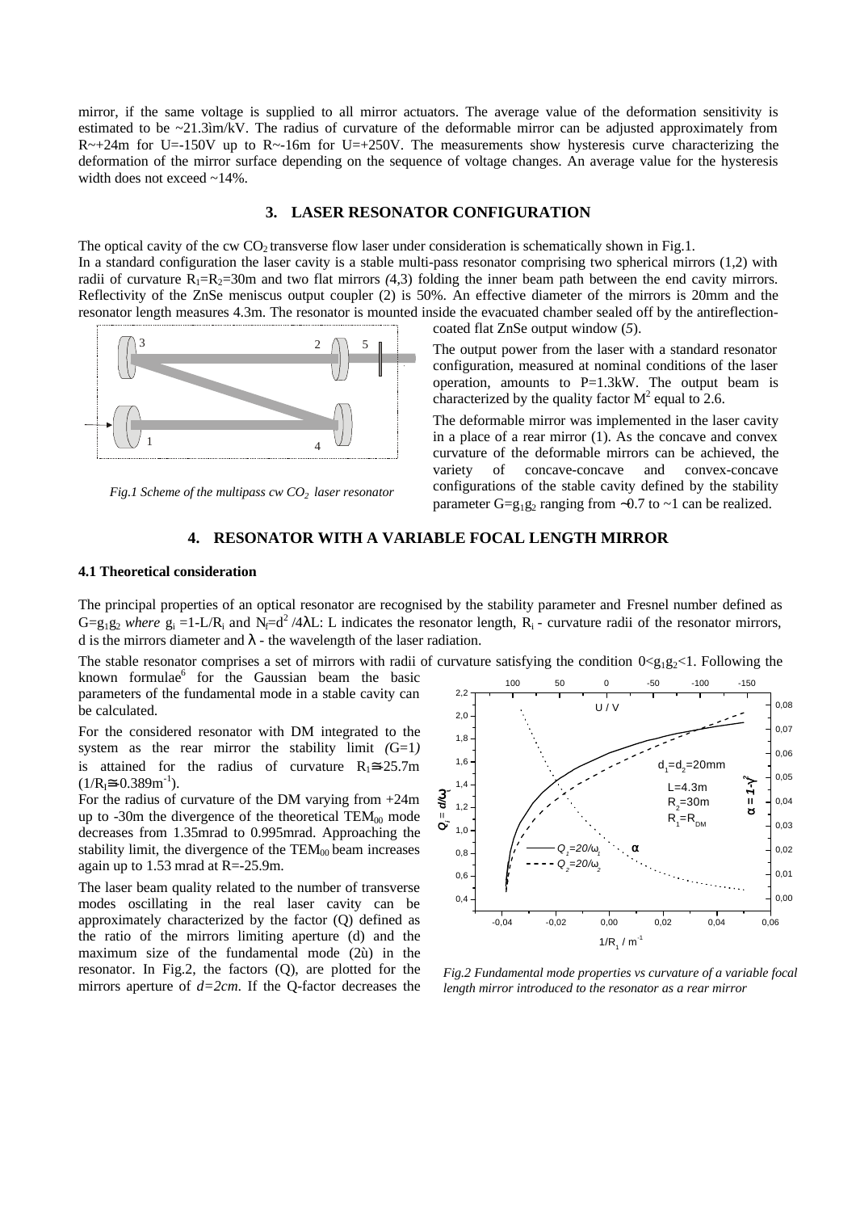mirror, if the same voltage is supplied to all mirror actuators. The average value of the deformation sensitivity is estimated to be ~21.3ìm/kV. The radius of curvature of the deformable mirror can be adjusted approximately from R~+24m for U=-150V up to R~-16m for U=+250V. The measurements show hysteresis curve characterizing the deformation of the mirror surface depending on the sequence of voltage changes. An average value for the hysteresis width does not exceed ~14%.

## 3. LASER RESONATOR CONFIGURATION

The optical cavity of the cw $CO_2$ transverse flow laser under consideration is schematically shown in Fig.1.

In a standard configuration the laser cavity is a stable multi-pass resonator comprising two spherical mirrors (1,2) with radii of curvature $R_1=R_2=30$m and two flat mirrors (4,3) folding the inner beam path between the end cavity mirrors. Reflectivity of the ZnSe meniscus output coupler (2) is 50%. An effective diameter of the mirrors is 20mm and the resonator length measures 4.3m. The resonator is mounted inside the evacuated chamber sealed off by the antireflection-coated flat ZnSe output window (*5*).

*Fig.1 Scheme of the multipass cw $CO_2$ laser resonator*

The output power from the laser with a standard resonator configuration, measured at nominal conditions of the laser operation, amounts to P=1.3kW. The output beam is characterized by the quality factor $M^2$ equal to 2.6.

The deformable mirror was implemented in the laser cavity in a place of a rear mirror (1). As the concave and convex curvature of the deformable mirrors can be achieved, the variety of concave-concave and convex-concave configurations of the stable cavity defined by the stability parameter $G=g_1g_2$ ranging from ~0.7 to ~1 can be realized.

## 4. RESONATOR WITH A VARIABLE FOCAL LENGTH MIRROR

### 4.1 Theoretical consideration

The principal properties of an optical resonator are recognised by the stability parameter and Fresnel number defined as $G=g_1g_2$ *where* $g_i=1-L/R_i$ and $N_f=d^2/4\lambda L$: L indicates the resonator length, $R_i$ - curvature radii of the resonator mirrors, d is the mirrors diameter and $\lambda$ - the wavelength of the laser radiation.

The stable resonator comprises a set of mirrors with radii of curvature satisfying the condition $0<g_1g_2<1$. Following the known formulae[6] for the Gaussian beam the basic parameters of the fundamental mode in a stable cavity can be calculated.

For the considered resonator with DM integrated to the system as the rear mirror the stability limit (G=1) is attained for the radius of curvature $R_1 \cong -25.7$m ($1/R_1 \cong -0.389\text{m}^{-1}$).

For the radius of curvature of the DM varying from +24m up to -30m the divergence of the theoretical $TEM_{00}$ mode decreases from 1.35mrad to 0.995mrad. Approaching the stability limit, the divergence of the $TEM_{00}$ beam increases again up to 1.53 mrad at R=-25.9m.

The laser beam quality related to the number of transverse modes oscillating in the real laser cavity can be approximately characterized by the factor (Q) defined as the ratio of the mirrors limiting aperture (d) and the maximum size of the fundamental mode (2ù) in the resonator. In Fig.2, the factors (Q), are plotted for the mirrors aperture of *d=2cm*. If the Q-factor decreases the

*Fig.2 Fundamental mode properties vs curvature of a variable focal length mirror introduced to the resonator as a rear mirror*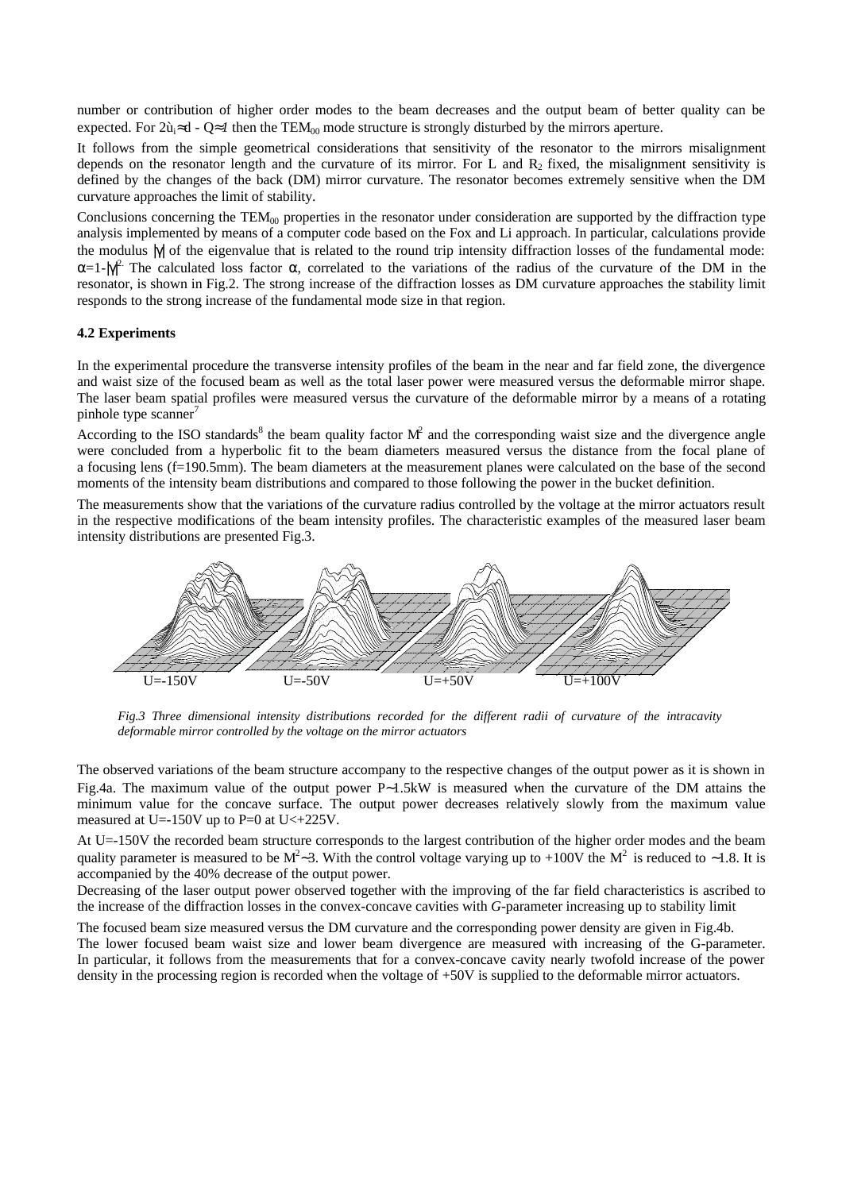number or contribution of higher order modes to the beam decreases and the output beam of better quality can be expected. For $2ù_i≈d - Q≈1$ then the $TEM_{00}$ mode structure is strongly disturbed by the mirrors aperture.

It follows from the simple geometrical considerations that sensitivity of the resonator to the mirrors misalignment depends on the resonator length and the curvature of its mirror. For L and $R_2$ fixed, the misalignment sensitivity is defined by the changes of the back (DM) mirror curvature. The resonator becomes extremely sensitive when the DM curvature approaches the limit of stability.

Conclusions concerning the $TEM_{00}$ properties in the resonator under consideration are supported by the diffraction type analysis implemented by means of a computer code based on the Fox and Li approach. In particular, calculations provide the modulus $|\gamma|$ of the eigenvalue that is related to the round trip intensity diffraction losses of the fundamental mode: $\alpha=1-|\gamma|^2$. The calculated loss factor $\alpha$, correlated to the variations of the radius of the curvature of the DM in the resonator, is shown in Fig.2. The strong increase of the diffraction losses as DM curvature approaches the stability limit responds to the strong increase of the fundamental mode size in that region.

### 4.2 Experiments

In the experimental procedure the transverse intensity profiles of the beam in the near and far field zone, the divergence and waist size of the focused beam as well as the total laser power were measured versus the deformable mirror shape. The laser beam spatial profiles were measured versus the curvature of the deformable mirror by a means of a rotating pinhole type scanner[7]

According to the ISO standards[8] the beam quality factor $M^2$ and the corresponding waist size and the divergence angle were concluded from a hyperbolic fit to the beam diameters measured versus the distance from the focal plane of a focusing lens (f=190.5mm). The beam diameters at the measurement planes were calculated on the base of the second moments of the intensity beam distributions and compared to those following the power in the bucket definition.

The measurements show that the variations of the curvature radius controlled by the voltage at the mirror actuators result in the respective modifications of the beam intensity profiles. The characteristic examples of the measured laser beam intensity distributions are presented Fig.3.

U=-150V U=-50V U=+50V U=+100V

*Fig.3 Three dimensional intensity distributions recorded for the different radii of curvature of the intracavity deformable mirror controlled by the voltage on the mirror actuators*

The observed variations of the beam structure accompany to the respective changes of the output power as it is shown in Fig.4a. The maximum value of the output power P~1.5kW is measured when the curvature of the DM attains the minimum value for the concave surface. The output power decreases relatively slowly from the maximum value measured at U=-150V up to P=0 at U<+225V.

At U=-150V the recorded beam structure corresponds to the largest contribution of the higher order modes and the beam quality parameter is measured to be $M^2$~3. With the control voltage varying up to +100V the $M^2$ is reduced to ~1.8. It is accompanied by the 40% decrease of the output power.

Decreasing of the laser output power observed together with the improving of the far field characteristics is ascribed to the increase of the diffraction losses in the convex-concave cavities with *G*-parameter increasing up to stability limit

The focused beam size measured versus the DM curvature and the corresponding power density are given in Fig.4b.

The lower focused beam waist size and lower beam divergence are measured with increasing of the G-parameter. In particular, it follows from the measurements that for a convex-concave cavity nearly twofold increase of the power density in the processing region is recorded when the voltage of +50V is supplied to the deformable mirror actuators.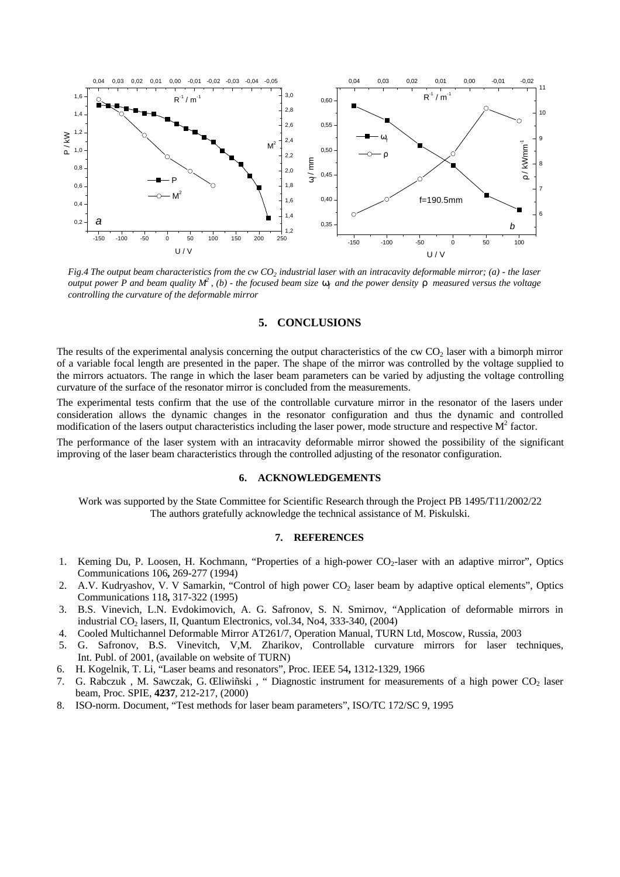0,04 0,03 0,02 0,01 0,00 -0,01 -0,02 -0,03 -0,04 -0,05

$R^{-1}$ / $m^{-1}$

P / kW

1,6 1,4 1,2 1,0 0,8 0,6 0,4 0,2

3,0 2,8 2,6 2,4 2,2 2,0 1,8 1,6 1,4 1,2

$M^2$

P

$M^2$

a

-150 -100 -50 0 50 100 150 200 250

U / V

0,04 0,03 0,02 0,01 0,00 -0,01 -0,02

$R^{-1}$ / $m^{-1}$

$\omega_f$ / mm

0,60 0,55 0,50 0,45 0,40 0,35

11 10 9 8 7 6

$\rho$ / kWmm$^{-1}$

$\omega_f$

$\rho$

f=190.5mm

b

-150 -100 -50 0 50 100

U / V

*Fig.4 The output beam characteristics from the cw $CO_2$ industrial laser with an intracavity deformable mirror; (a) - the laser output power P and beam quality $M^2$, (b) - the focused beam size $\omega_f$ and the power density $\rho$ measured versus the voltage controlling the curvature of the deformable mirror*

## 5. CONCLUSIONS

The results of the experimental analysis concerning the output characteristics of the cw $CO_2$ laser with a bimorph mirror of a variable focal length are presented in the paper. The shape of the mirror was controlled by the voltage supplied to the mirrors actuators. The range in which the laser beam parameters can be varied by adjusting the voltage controlling curvature of the surface of the resonator mirror is concluded from the measurements.

The experimental tests confirm that the use of the controllable curvature mirror in the resonator of the lasers under consideration allows the dynamic changes in the resonator configuration and thus the dynamic and controlled modification of the lasers output characteristics including the laser power, mode structure and respective $M^2$ factor.

The performance of the laser system with an intracavity deformable mirror showed the possibility of the significant improving of the laser beam characteristics through the controlled adjusting of the resonator configuration.

## 6. ACKNOWLEDGEMENTS

Work was supported by the State Committee for Scientific Research through the Project PB 1495/T11/2002/22
The authors gratefully acknowledge the technical assistance of M. Piskulski.

## 7. REFERENCES

1. Keming Du, P. Loosen, H. Kochmann, "Properties of a high-power $CO_2$-laser with an adaptive mirror", Optics Communications 106**,** 269-277 (1994)
2. A.V. Kudryashov, V. V Samarkin, "Control of high power $CO_2$ laser beam by adaptive optical elements", Optics Communications 118**,** 317-322 (1995)
3. B.S. Vinevich, L.N. Evdokimovich, A. G. Safronov, S. N. Smirnov, "Application of deformable mirrors in industrial $CO_2$ lasers, II, Quantum Electronics, vol.34, No4, 333-340, (2004)
4. Cooled Multichannel Deformable Mirror AT261/7, Operation Manual, TURN Ltd, Moscow, Russia, 2003
5. G. Safronov, B.S. Vinevitch, V,M. Zharikov, Controllable curvature mirrors for laser techniques, Int. Publ. of 2001, (available on website of TURN)
6. H. Kogelnik, T. Li, "Laser beams and resonators", Proc. IEEE 54**,** 1312-1329, 1966
7. G. Rabczuk , M. Sawczak, G. Œliwiñski , " Diagnostic instrument for measurements of a high power $CO_2$ laser beam, Proc. SPIE, **4237**, 212-217, (2000)
8. ISO-norm. Document, "Test methods for laser beam parameters", ISO/TC 172/SC 9, 1995